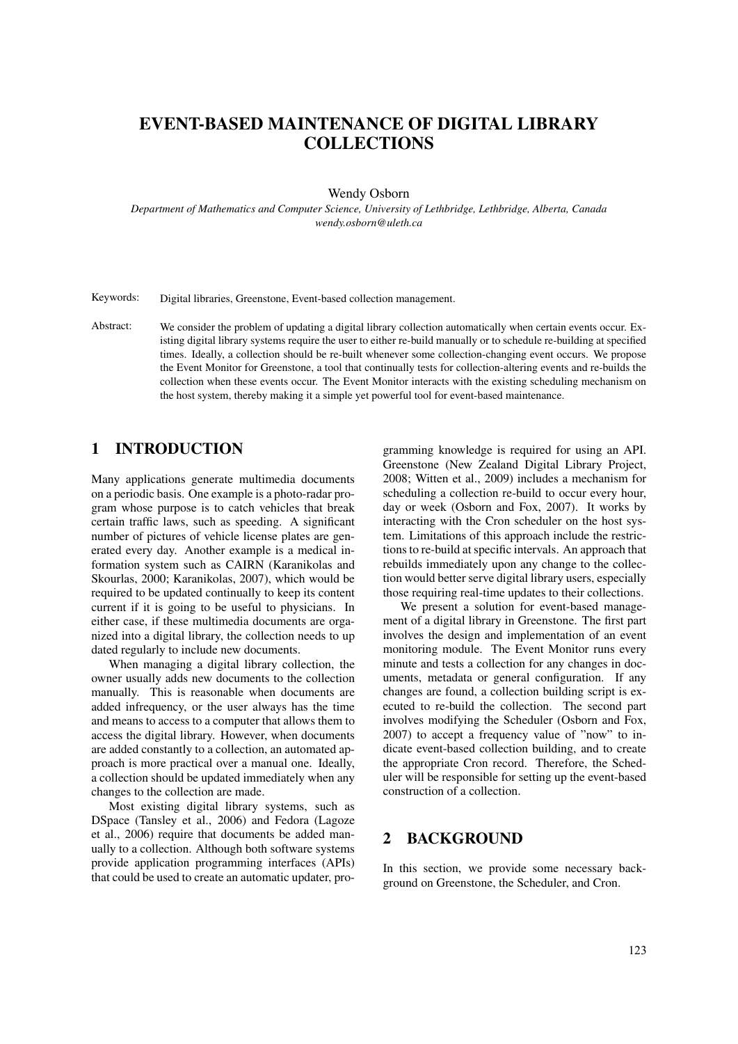# EVENT-BASED MAINTENANCE OF DIGITAL LIBRARY COLLECTIONS

Wendy Osborn

*Department of Mathematics and Computer Science, University of Lethbridge, Lethbridge, Alberta, Canada*
*wendy.osborn@uleth.ca*

Keywords: Digital libraries, Greenstone, Event-based collection management.

Abstract: We consider the problem of updating a digital library collection automatically when certain events occur. Existing digital library systems require the user to either re-build manually or to schedule re-building at specified times. Ideally, a collection should be re-built whenever some collection-changing event occurs. We propose the Event Monitor for Greenstone, a tool that continually tests for collection-altering events and re-builds the collection when these events occur. The Event Monitor interacts with the existing scheduling mechanism on the host system, thereby making it a simple yet powerful tool for event-based maintenance.

## 1 INTRODUCTION

Many applications generate multimedia documents on a periodic basis. One example is a photo-radar program whose purpose is to catch vehicles that break certain traffic laws, such as speeding. A significant number of pictures of vehicle license plates are generated every day. Another example is a medical information system such as CAIRN (Karanikolas and Skourlas, 2000; Karanikolas, 2007), which would be required to be updated continually to keep its content current if it is going to be useful to physicians. In either case, if these multimedia documents are organized into a digital library, the collection needs to up dated regularly to include new documents.

When managing a digital library collection, the owner usually adds new documents to the collection manually. This is reasonable when documents are added infrequency, or the user always has the time and means to access to a computer that allows them to access the digital library. However, when documents are added constantly to a collection, an automated approach is more practical over a manual one. Ideally, a collection should be updated immediately when any changes to the collection are made.

Most existing digital library systems, such as DSpace (Tansley et al., 2006) and Fedora (Lagoze et al., 2006) require that documents be added manually to a collection. Although both software systems provide application programming interfaces (APIs) that could be used to create an automatic updater, programming knowledge is required for using an API. Greenstone (New Zealand Digital Library Project, 2008; Witten et al., 2009) includes a mechanism for scheduling a collection re-build to occur every hour, day or week (Osborn and Fox, 2007). It works by interacting with the Cron scheduler on the host system. Limitations of this approach include the restrictions to re-build at specific intervals. An approach that rebuilds immediately upon any change to the collection would better serve digital library users, especially those requiring real-time updates to their collections.

We present a solution for event-based management of a digital library in Greenstone. The first part involves the design and implementation of an event monitoring module. The Event Monitor runs every minute and tests a collection for any changes in documents, metadata or general configuration. If any changes are found, a collection building script is executed to re-build the collection. The second part involves modifying the Scheduler (Osborn and Fox, 2007) to accept a frequency value of "now" to indicate event-based collection building, and to create the appropriate Cron record. Therefore, the Scheduler will be responsible for setting up the event-based construction of a collection.

## 2 BACKGROUND

In this section, we provide some necessary background on Greenstone, the Scheduler, and Cron.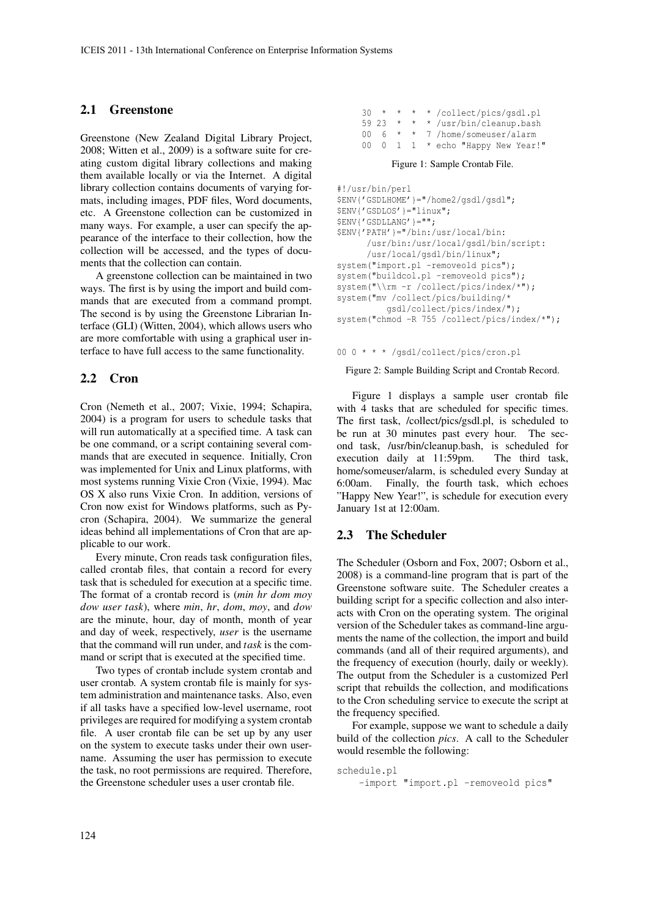## 2.1 Greenstone

Greenstone (New Zealand Digital Library Project, 2008; Witten et al., 2009) is a software suite for creating custom digital library collections and making them available locally or via the Internet. A digital library collection contains documents of varying formats, including images, PDF files, Word documents, etc. A Greenstone collection can be customized in many ways. For example, a user can specify the appearance of the interface to their collection, how the collection will be accessed, and the types of documents that the collection can contain.

A greenstone collection can be maintained in two ways. The first is by using the import and build commands that are executed from a command prompt. The second is by using the Greenstone Librarian Interface (GLI) (Witten, 2004), which allows users who are more comfortable with using a graphical user interface to have full access to the same functionality.

## 2.2 Cron

Cron (Nemeth et al., 2007; Vixie, 1994; Schapira, 2004) is a program for users to schedule tasks that will run automatically at a specified time. A task can be one command, or a script containing several commands that are executed in sequence. Initially, Cron was implemented for Unix and Linux platforms, with most systems running Vixie Cron (Vixie, 1994). Mac OS X also runs Vixie Cron. In addition, versions of Cron now exist for Windows platforms, such as Pycron (Schapira, 2004). We summarize the general ideas behind all implementations of Cron that are applicable to our work.

Every minute, Cron reads task configuration files, called crontab files, that contain a record for every task that is scheduled for execution at a specific time. The format of a crontab record is (*min hr dom moy dow user task*), where *min*, *hr*, *dom*, *moy*, and *dow* are the minute, hour, day of month, month of year and day of week, respectively, *user* is the username that the command will run under, and *task* is the command or script that is executed at the specified time.

Two types of crontab include system crontab and user crontab. A system crontab file is mainly for system administration and maintenance tasks. Also, even if all tasks have a specified low-level username, root privileges are required for modifying a system crontab file. A user crontab file can be set up by any user on the system to execute tasks under their own username. Assuming the user has permission to execute the task, no root permissions are required. Therefore, the Greenstone scheduler uses a user crontab file.

```
30  *  *  *  * /collect/pics/gsdl.pl
59 23  *  *  * /usr/bin/cleanup.bash
00  6  *  *  7 /home/someuser/alarm
00  0  1  1  * echo "Happy New Year!"
```

Figure 1: Sample Crontab File.

```
#!/usr/bin/perl
$ENV{'GSDLHOME'}="/home2/gsdl/gsdl";
$ENV{'GSDLOS'}="linux";
$ENV{'GSDLLANG'}="";
$ENV{'PATH'}="/bin:/usr/local/bin:
      /usr/bin:/usr/local/gsdl/bin/script:
      /usr/local/gsdl/bin/linux";
system("import.pl -removeold pics");
system("buildcol.pl -removeold pics");
system("\\rm -r /collect/pics/index/*");
system("mv /collect/pics/building/*
       gsdl/collect/pics/index/");
system("chmod -R 755 /collect/pics/index/*");


00 0 * * * /gsdl/collect/pics/cron.pl
```

Figure 2: Sample Building Script and Crontab Record.

Figure 1 displays a sample user crontab file with 4 tasks that are scheduled for specific times. The first task, /collect/pics/gsdl.pl, is scheduled to be run at 30 minutes past every hour. The second task, /usr/bin/cleanup.bash, is scheduled for execution daily at 11:59pm. The third task, home/someuser/alarm, is scheduled every Sunday at 6:00am. Finally, the fourth task, which echoes "Happy New Year!", is schedule for execution every January 1st at 12:00am.

## 2.3 The Scheduler

The Scheduler (Osborn and Fox, 2007; Osborn et al., 2008) is a command-line program that is part of the Greenstone software suite. The Scheduler creates a building script for a specific collection and also interacts with Cron on the operating system. The original version of the Scheduler takes as command-line arguments the name of the collection, the import and build commands (and all of their required arguments), and the frequency of execution (hourly, daily or weekly). The output from the Scheduler is a customized Perl script that rebuilds the collection, and modifications to the Cron scheduling service to execute the script at the frequency specified.

For example, suppose we want to schedule a daily build of the collection *pics*. A call to the Scheduler would resemble the following:

```
schedule.pl
    -import "import.pl -removeold pics"
```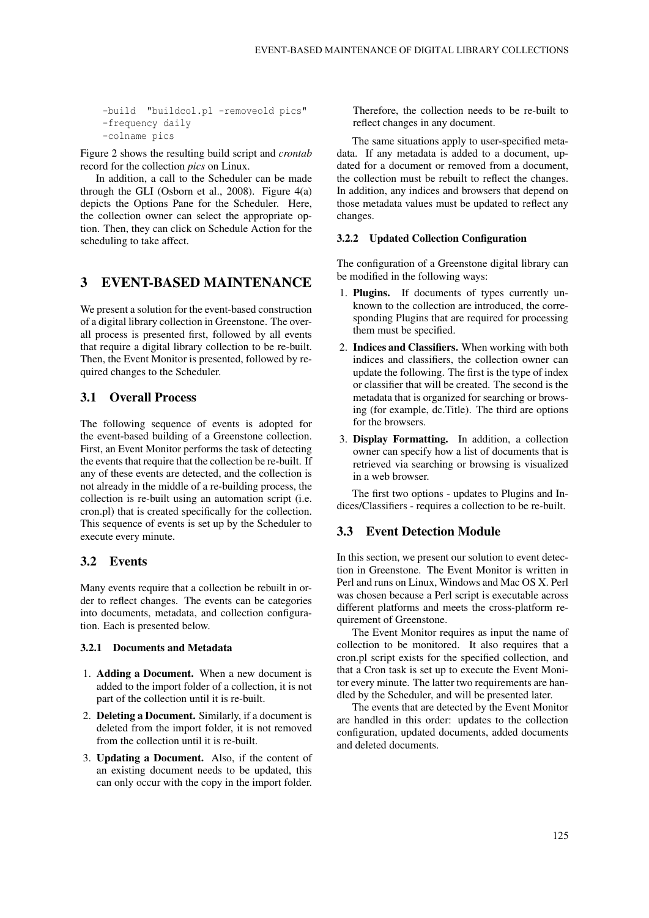```
-build "buildcol.pl -removeold pics"
-frequency daily
-colname pics
```

Figure 2 shows the resulting build script and *crontab* record for the collection *pics* on Linux.

In addition, a call to the Scheduler can be made through the GLI (Osborn et al., 2008). Figure 4(a) depicts the Options Pane for the Scheduler. Here, the collection owner can select the appropriate option. Then, they can click on Schedule Action for the scheduling to take affect.

# 3 EVENT-BASED MAINTENANCE

We present a solution for the event-based construction of a digital library collection in Greenstone. The overall process is presented first, followed by all events that require a digital library collection to be re-built. Then, the Event Monitor is presented, followed by required changes to the Scheduler.

## 3.1 Overall Process

The following sequence of events is adopted for the event-based building of a Greenstone collection. First, an Event Monitor performs the task of detecting the events that require that the collection be re-built. If any of these events are detected, and the collection is not already in the middle of a re-building process, the collection is re-built using an automation script (i.e. cron.pl) that is created specifically for the collection. This sequence of events is set up by the Scheduler to execute every minute.

## 3.2 Events

Many events require that a collection be rebuilt in order to reflect changes. The events can be categories into documents, metadata, and collection configuration. Each is presented below.

### 3.2.1 Documents and Metadata

1. **Adding a Document.** When a new document is added to the import folder of a collection, it is not part of the collection until it is re-built.
2. **Deleting a Document.** Similarly, if a document is deleted from the import folder, it is not removed from the collection until it is re-built.
3. **Updating a Document.** Also, if the content of an existing document needs to be updated, this can only occur with the copy in the import folder. Therefore, the collection needs to be re-built to reflect changes in any document.

The same situations apply to user-specified metadata. If any metadata is added to a document, updated for a document or removed from a document, the collection must be rebuilt to reflect the changes. In addition, any indices and browsers that depend on those metadata values must be updated to reflect any changes.

### 3.2.2 Updated Collection Configuration

The configuration of a Greenstone digital library can be modified in the following ways:

1. **Plugins.** If documents of types currently unknown to the collection are introduced, the corresponding Plugins that are required for processing them must be specified.
2. **Indices and Classifiers.** When working with both indices and classifiers, the collection owner can update the following. The first is the type of index or classifier that will be created. The second is the metadata that is organized for searching or browsing (for example, dc.Title). The third are options for the browsers.
3. **Display Formatting.** In addition, a collection owner can specify how a list of documents that is retrieved via searching or browsing is visualized in a web browser.

The first two options - updates to Plugins and Indices/Classifiers - requires a collection to be re-built.

## 3.3 Event Detection Module

In this section, we present our solution to event detection in Greenstone. The Event Monitor is written in Perl and runs on Linux, Windows and Mac OS X. Perl was chosen because a Perl script is executable across different platforms and meets the cross-platform requirement of Greenstone.

The Event Monitor requires as input the name of collection to be monitored. It also requires that a cron.pl script exists for the specified collection, and that a Cron task is set up to execute the Event Monitor every minute. The latter two requirements are handled by the Scheduler, and will be presented later.

The events that are detected by the Event Monitor are handled in this order: updates to the collection configuration, updated documents, added documents and deleted documents.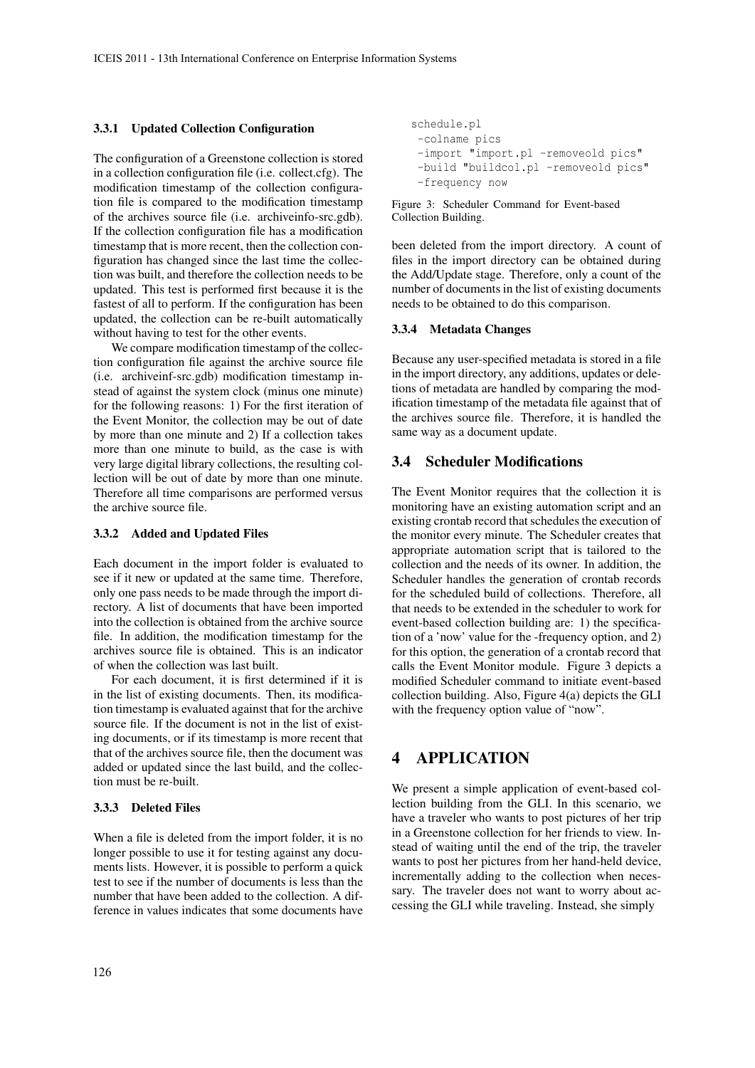### 3.3.1 Updated Collection Configuration

The configuration of a Greenstone collection is stored in a collection configuration file (i.e. collect.cfg). The modification timestamp of the collection configuration file is compared to the modification timestamp of the archives source file (i.e. archiveinfo-src.gdb). If the collection configuration file has a modification timestamp that is more recent, then the collection configuration has changed since the last time the collection was built, and therefore the collection needs to be updated. This test is performed first because it is the fastest of all to perform. If the configuration has been updated, the collection can be re-built automatically without having to test for the other events.

We compare modification timestamp of the collection configuration file against the archive source file (i.e. archiveinf-src.gdb) modification timestamp instead of against the system clock (minus one minute) for the following reasons: 1) For the first iteration of the Event Monitor, the collection may be out of date by more than one minute and 2) If a collection takes more than one minute to build, as the case is with very large digital library collections, the resulting collection will be out of date by more than one minute. Therefore all time comparisons are performed versus the archive source file.

### 3.3.2 Added and Updated Files

Each document in the import folder is evaluated to see if it new or updated at the same time. Therefore, only one pass needs to be made through the import directory. A list of documents that have been imported into the collection is obtained from the archive source file. In addition, the modification timestamp for the archives source file is obtained. This is an indicator of when the collection was last built.

For each document, it is first determined if it is in the list of existing documents. Then, its modification timestamp is evaluated against that for the archive source file. If the document is not in the list of existing documents, or if its timestamp is more recent that that of the archives source file, then the document was added or updated since the last build, and the collection must be re-built.

### 3.3.3 Deleted Files

When a file is deleted from the import folder, it is no longer possible to use it for testing against any documents lists. However, it is possible to perform a quick test to see if the number of documents is less than the number that have been added to the collection. A difference in values indicates that some documents have been deleted from the import directory. A count of files in the import directory can be obtained during the Add/Update stage. Therefore, only a count of the number of documents in the list of existing documents needs to be obtained to do this comparison.

```
schedule.pl
 -colname pics
 -import "import.pl -removeold pics"
 -build "buildcol.pl -removeold pics"
 -frequency now
```

Figure 3: Scheduler Command for Event-based Collection Building.

### 3.3.4 Metadata Changes

Because any user-specified metadata is stored in a file in the import directory, any additions, updates or deletions of metadata are handled by comparing the modification timestamp of the metadata file against that of the archives source file. Therefore, it is handled the same way as a document update.

## 3.4 Scheduler Modifications

The Event Monitor requires that the collection it is monitoring have an existing automation script and an existing crontab record that schedules the execution of the monitor every minute. The Scheduler creates that appropriate automation script that is tailored to the collection and the needs of its owner. In addition, the Scheduler handles the generation of crontab records for the scheduled build of collections. Therefore, all that needs to be extended in the scheduler to work for event-based collection building are: 1) the specification of a 'now' value for the -frequency option, and 2) for this option, the generation of a crontab record that calls the Event Monitor module. Figure 3 depicts a modified Scheduler command to initiate event-based collection building. Also, Figure 4(a) depicts the GLI with the frequency option value of "now".

# 4 APPLICATION

We present a simple application of event-based collection building from the GLI. In this scenario, we have a traveler who wants to post pictures of her trip in a Greenstone collection for her friends to view. Instead of waiting until the end of the trip, the traveler wants to post her pictures from her hand-held device, incrementally adding to the collection when necessary. The traveler does not want to worry about accessing the GLI while traveling. Instead, she simply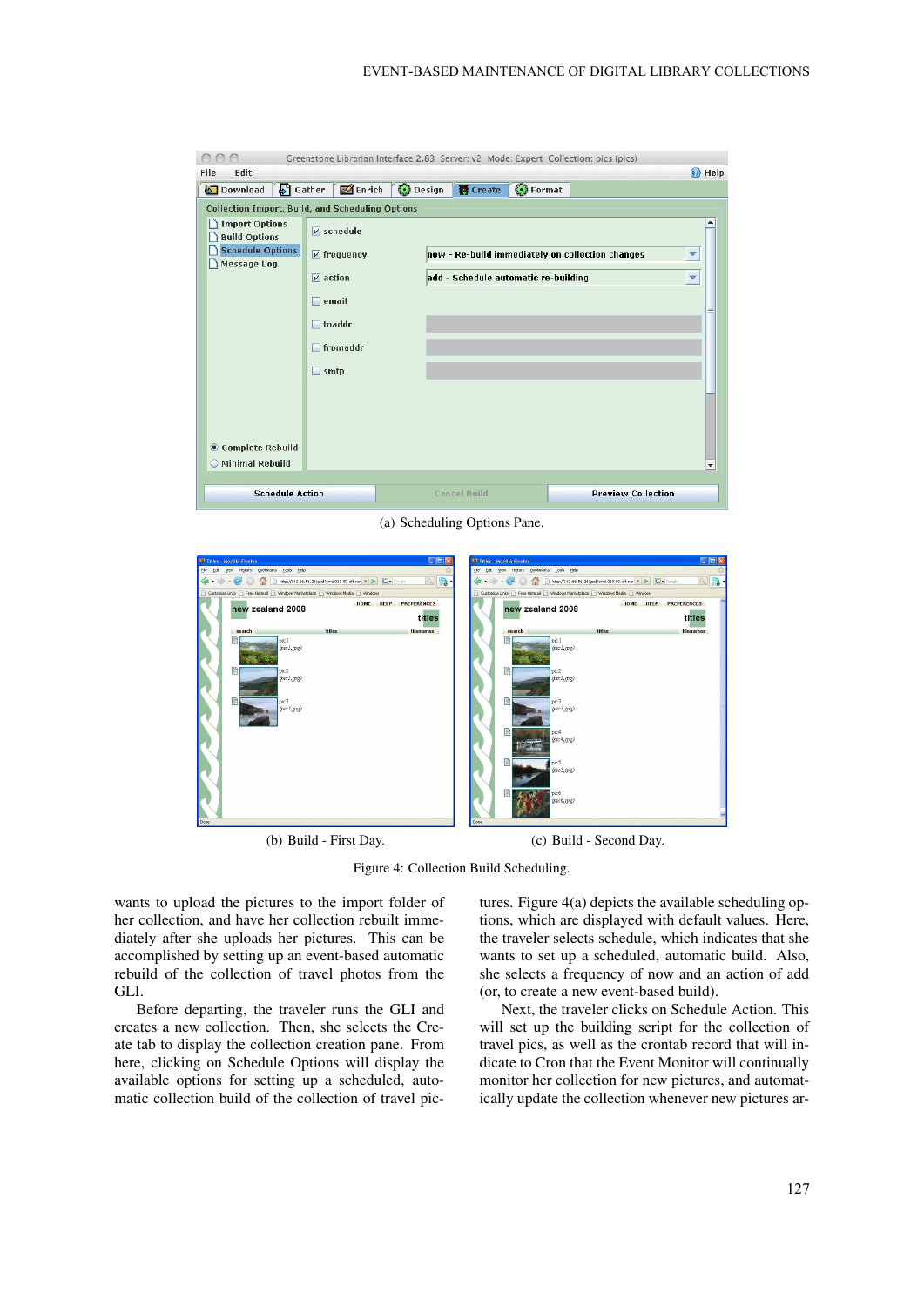(a) Scheduling Options Pane.

(b) Build - First Day.

(c) Build - Second Day.

Figure 4: Collection Build Scheduling.

wants to upload the pictures to the import folder of her collection, and have her collection rebuilt immediately after she uploads her pictures. This can be accomplished by setting up an event-based automatic rebuild of the collection of travel photos from the GLI.

Before departing, the traveler runs the GLI and creates a new collection. Then, she selects the Create tab to display the collection creation pane. From here, clicking on Schedule Options will display the available options for setting up a scheduled, automatic collection build of the collection of travel pictures. Figure 4(a) depicts the available scheduling options, which are displayed with default values. Here, the traveler selects schedule, which indicates that she wants to set up a scheduled, automatic build. Also, she selects a frequency of now and an action of add (or, to create a new event-based build).

Next, the traveler clicks on Schedule Action. This will set up the building script for the collection of travel pics, as well as the crontab record that will indicate to Cron that the Event Monitor will continually monitor her collection for new pictures, and automatically update the collection whenever new pictures ar-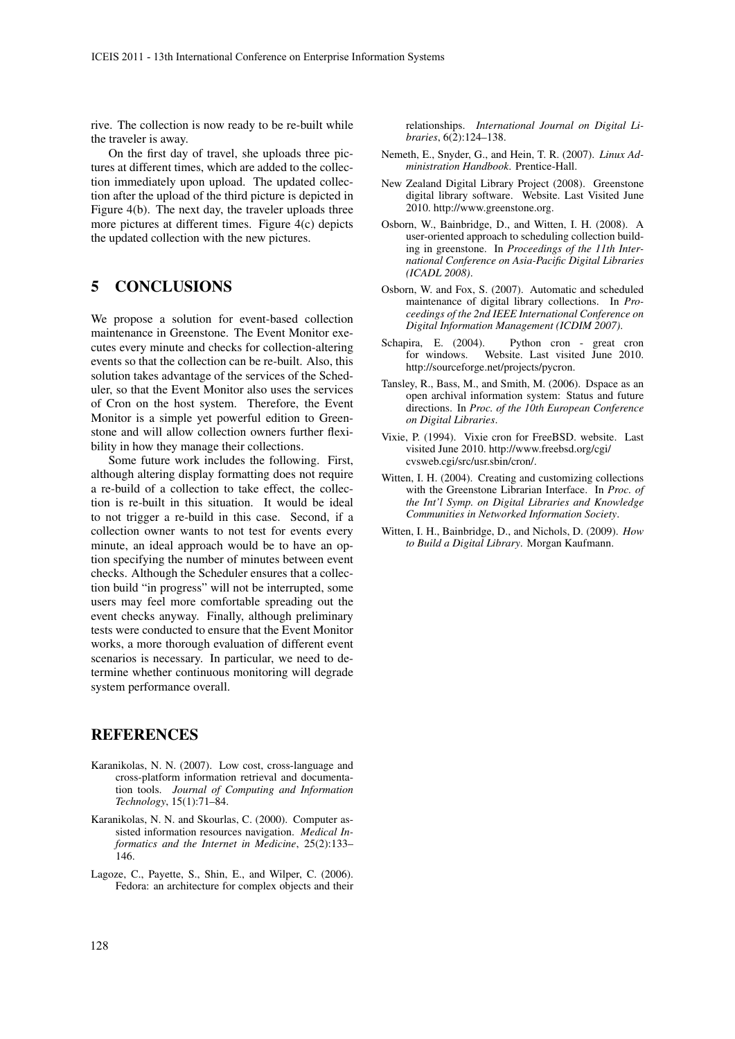rive. The collection is now ready to be re-built while the traveler is away.

On the first day of travel, she uploads three pictures at different times, which are added to the collection immediately upon upload. The updated collection after the upload of the third picture is depicted in Figure 4(b). The next day, the traveler uploads three more pictures at different times. Figure 4(c) depicts the updated collection with the new pictures.

## 5 CONCLUSIONS

We propose a solution for event-based collection maintenance in Greenstone. The Event Monitor executes every minute and checks for collection-altering events so that the collection can be re-built. Also, this solution takes advantage of the services of the Scheduler, so that the Event Monitor also uses the services of Cron on the host system. Therefore, the Event Monitor is a simple yet powerful edition to Greenstone and will allow collection owners further flexibility in how they manage their collections.

Some future work includes the following. First, although altering display formatting does not require a re-build of a collection to take effect, the collection is re-built in this situation. It would be ideal to not trigger a re-build in this case. Second, if a collection owner wants to not test for events every minute, an ideal approach would be to have an option specifying the number of minutes between event checks. Although the Scheduler ensures that a collection build "in progress" will not be interrupted, some users may feel more comfortable spreading out the event checks anyway. Finally, although preliminary tests were conducted to ensure that the Event Monitor works, a more thorough evaluation of different event scenarios is necessary. In particular, we need to determine whether continuous monitoring will degrade system performance overall.

## REFERENCES

Karanikolas, N. N. (2007). Low cost, cross-language and cross-platform information retrieval and documentation tools. *Journal of Computing and Information Technology*, 15(1):71–84.

Karanikolas, N. N. and Skourlas, C. (2000). Computer assisted information resources navigation. *Medical Informatics and the Internet in Medicine*, 25(2):133–146.

Lagoze, C., Payette, S., Shin, E., and Wilper, C. (2006). Fedora: an architecture for complex objects and their relationships. *International Journal on Digital Libraries*, 6(2):124–138.

Nemeth, E., Snyder, G., and Hein, T. R. (2007). *Linux Administration Handbook*. Prentice-Hall.

New Zealand Digital Library Project (2008). Greenstone digital library software. Website. Last Visited June 2010. http://www.greenstone.org.

Osborn, W., Bainbridge, D., and Witten, I. H. (2008). A user-oriented approach to scheduling collection building in greenstone. In *Proceedings of the 11th International Conference on Asia-Pacific Digital Libraries (ICADL 2008)*.

Osborn, W. and Fox, S. (2007). Automatic and scheduled maintenance of digital library collections. In *Proceedings of the 2nd IEEE International Conference on Digital Information Management (ICDIM 2007)*.

Schapira, E. (2004). Python cron - great cron for windows. Website. Last visited June 2010. http://sourceforge.net/projects/pycron.

Tansley, R., Bass, M., and Smith, M. (2006). Dspace as an open archival information system: Status and future directions. In *Proc. of the 10th European Conference on Digital Libraries*.

Vixie, P. (1994). Vixie cron for FreeBSD. website. Last visited June 2010. http://www.freebsd.org/cgi/cvsweb.cgi/src/usr.sbin/cron/.

Witten, I. H. (2004). Creating and customizing collections with the Greenstone Librarian Interface. In *Proc. of the Int'l Symp. on Digital Libraries and Knowledge Communities in Networked Information Society*.

Witten, I. H., Bainbridge, D., and Nichols, D. (2009). *How to Build a Digital Library*. Morgan Kaufmann.